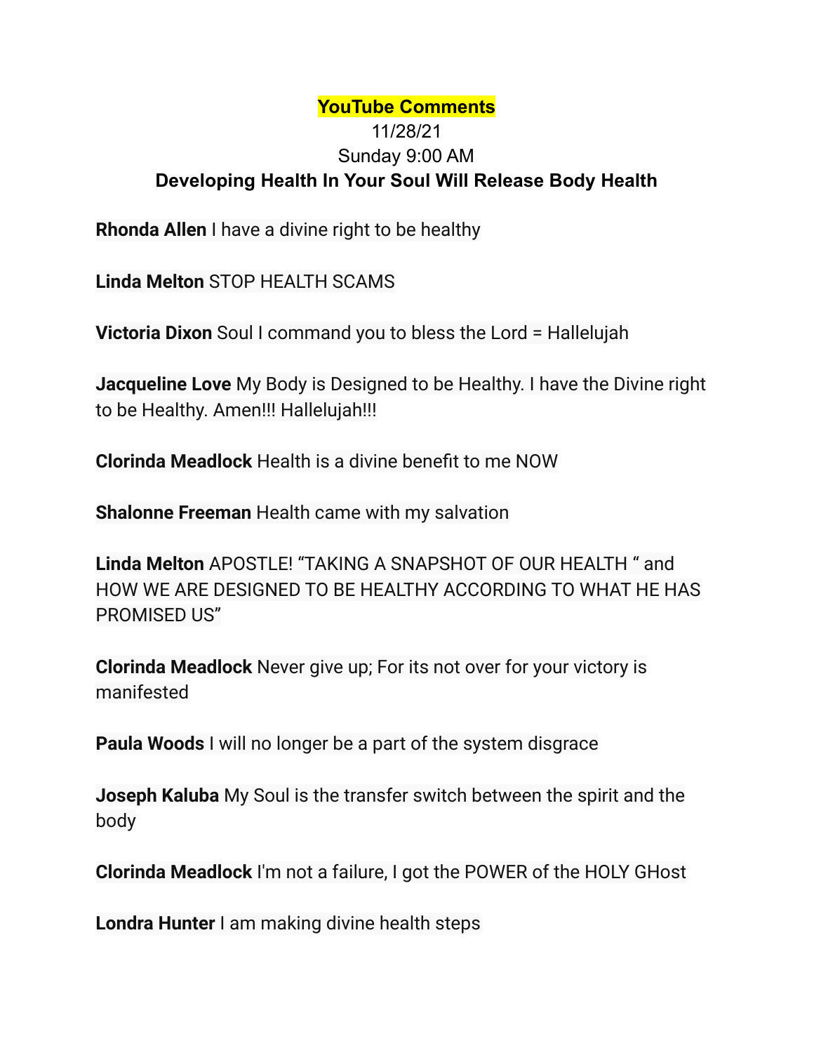**YouTube Comments**

11/28/21

Sunday 9:00 AM

**Developing Health In Your Soul Will Release Body Health**

**Rhonda Allen** I have a divine right to be healthy

**Linda Melton** STOP HEALTH SCAMS

**Victoria Dixon** Soul I command you to bless the Lord = Hallelujah

**Jacqueline Love** My Body is Designed to be Healthy. I have the Divine right to be Healthy. Amen!!! Hallelujah!!!

**Clorinda Meadlock** Health is a divine benefit to me NOW

**Shalonne Freeman** Health came with my salvation

**Linda Melton** APOSTLE! "TAKING A SNAPSHOT OF OUR HEALTH " and HOW WE ARE DESIGNED TO BE HEALTHY ACCORDING TO WHAT HE HAS PROMISED US"

**Clorinda Meadlock** Never give up; For its not over for your victory is manifested

**Paula Woods** I will no longer be a part of the system disgrace

**Joseph Kaluba** My Soul is the transfer switch between the spirit and the body

**Clorinda Meadlock** I'm not a failure, I got the POWER of the HOLY GHost

**Londra Hunter** I am making divine health steps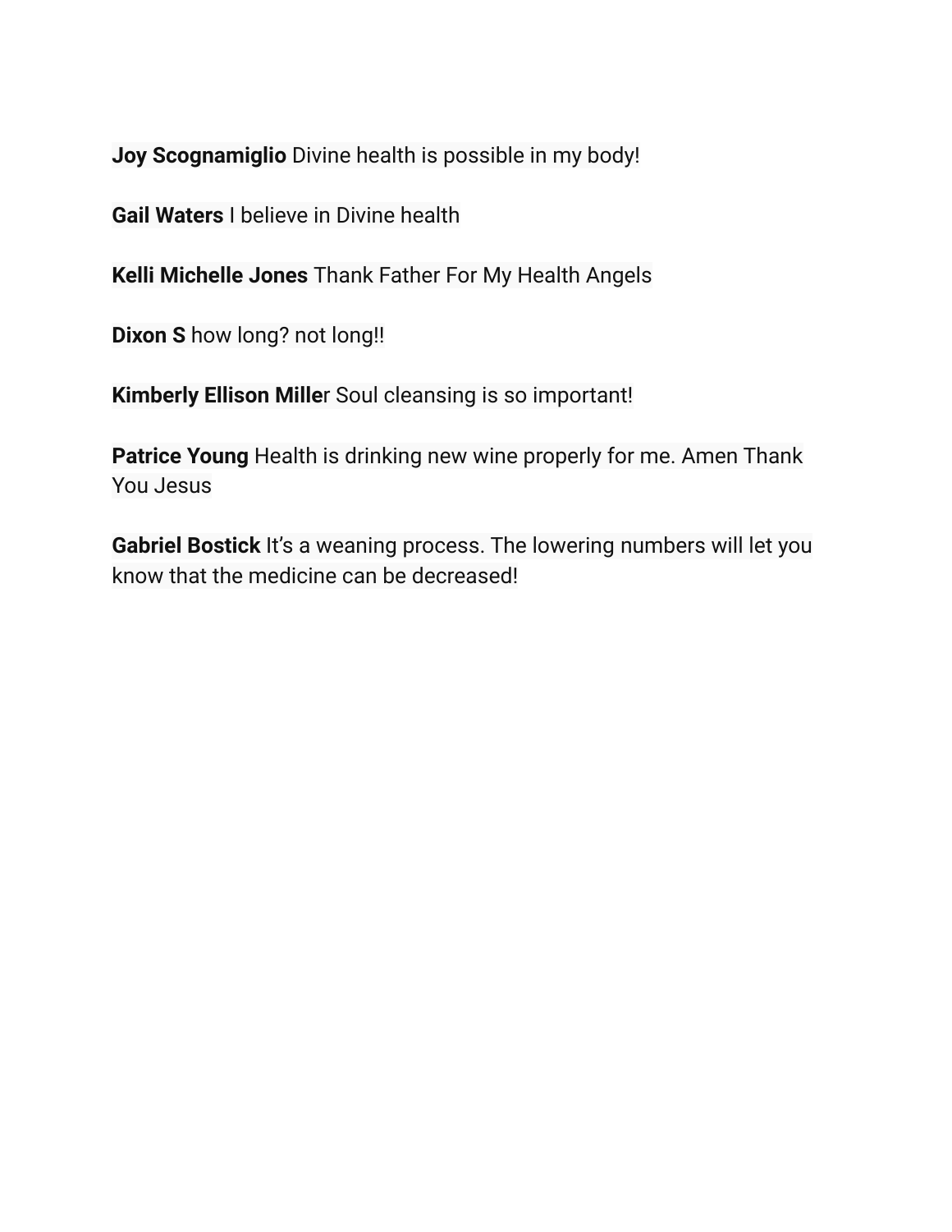**Joy Scognamiglio** Divine health is possible in my body!

**Gail Waters** I believe in Divine health

**Kelli Michelle Jones** Thank Father For My Health Angels

**Dixon S** how long? not long!!

**Kimberly Ellison Mille**r Soul cleansing is so important!

**Patrice Young** Health is drinking new wine properly for me. Amen Thank You Jesus

**Gabriel Bostick** It's a weaning process. The lowering numbers will let you know that the medicine can be decreased!